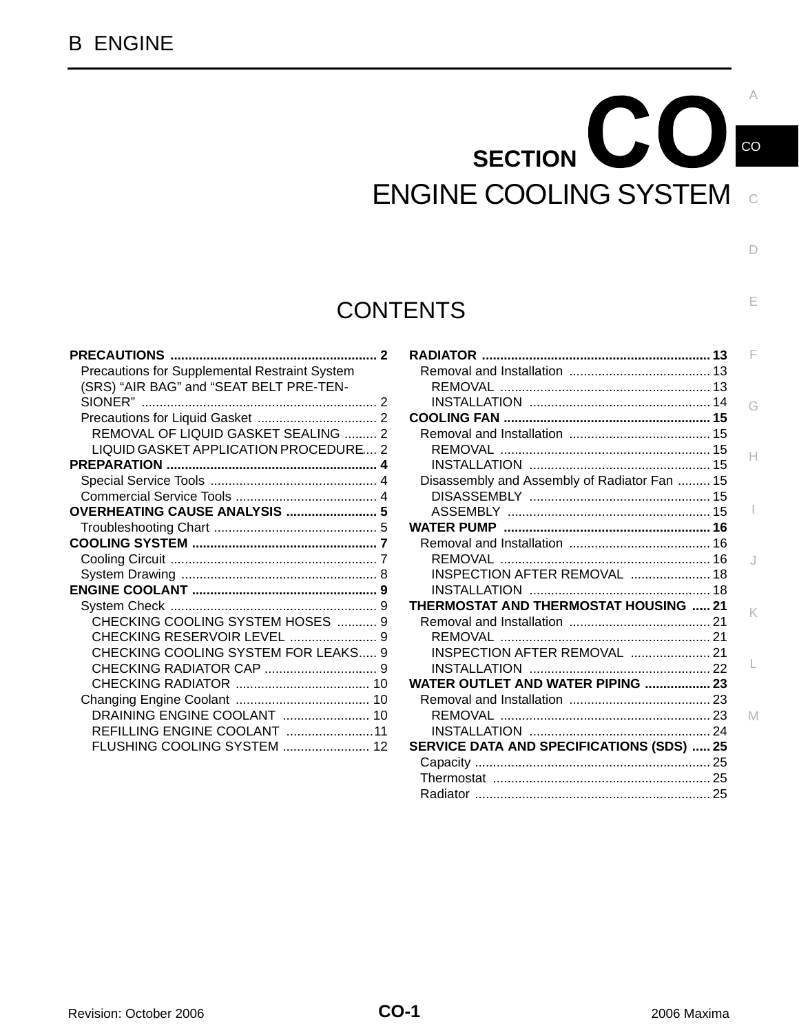B ENGINE

# SECTION CO

# ENGINE COOLING SYSTEM

## CONTENTS

**PRECAUTIONS** .......... 2
- Precautions for Supplemental Restraint System (SRS) “AIR BAG” and “SEAT BELT PRE-TENSIONER” .......... 2
- Precautions for Liquid Gasket .......... 2
  - REMOVAL OF LIQUID GASKET SEALING .......... 2
  - LIQUID GASKET APPLICATION PROCEDURE .......... 2

**PREPARATION** .......... 4
- Special Service Tools .......... 4
- Commercial Service Tools .......... 4

**OVERHEATING CAUSE ANALYSIS** .......... 5
- Troubleshooting Chart .......... 5

**COOLING SYSTEM** .......... 7
- Cooling Circuit .......... 7
- System Drawing .......... 8

**ENGINE COOLANT** .......... 9
- System Check .......... 9
  - CHECKING COOLING SYSTEM HOSES .......... 9
  - CHECKING RESERVOIR LEVEL .......... 9
  - CHECKING COOLING SYSTEM FOR LEAKS .......... 9
  - CHECKING RADIATOR CAP .......... 9
  - CHECKING RADIATOR .......... 10
- Changing Engine Coolant .......... 10
  - DRAINING ENGINE COOLANT .......... 10
  - REFILLING ENGINE COOLANT .......... 11
  - FLUSHING COOLING SYSTEM .......... 12

**RADIATOR** .......... 13
- Removal and Installation .......... 13
  - REMOVAL .......... 13
  - INSTALLATION .......... 14

**COOLING FAN** .......... 15
- Removal and Installation .......... 15
  - REMOVAL .......... 15
  - INSTALLATION .......... 15
- Disassembly and Assembly of Radiator Fan .......... 15
  - DISASSEMBLY .......... 15
  - ASSEMBLY .......... 15

**WATER PUMP** .......... 16
- Removal and Installation .......... 16
  - REMOVAL .......... 16
  - INSPECTION AFTER REMOVAL .......... 18
  - INSTALLATION .......... 18

**THERMOSTAT AND THERMOSTAT HOUSING** .......... 21
- Removal and Installation .......... 21
  - REMOVAL .......... 21
  - INSPECTION AFTER REMOVAL .......... 21
  - INSTALLATION .......... 22

**WATER OUTLET AND WATER PIPING** .......... 23
- Removal and Installation .......... 23
  - REMOVAL .......... 23
  - INSTALLATION .......... 24

**SERVICE DATA AND SPECIFICATIONS (SDS)** .......... 25
- Capacity .......... 25
- Thermostat .......... 25
- Radiator .......... 25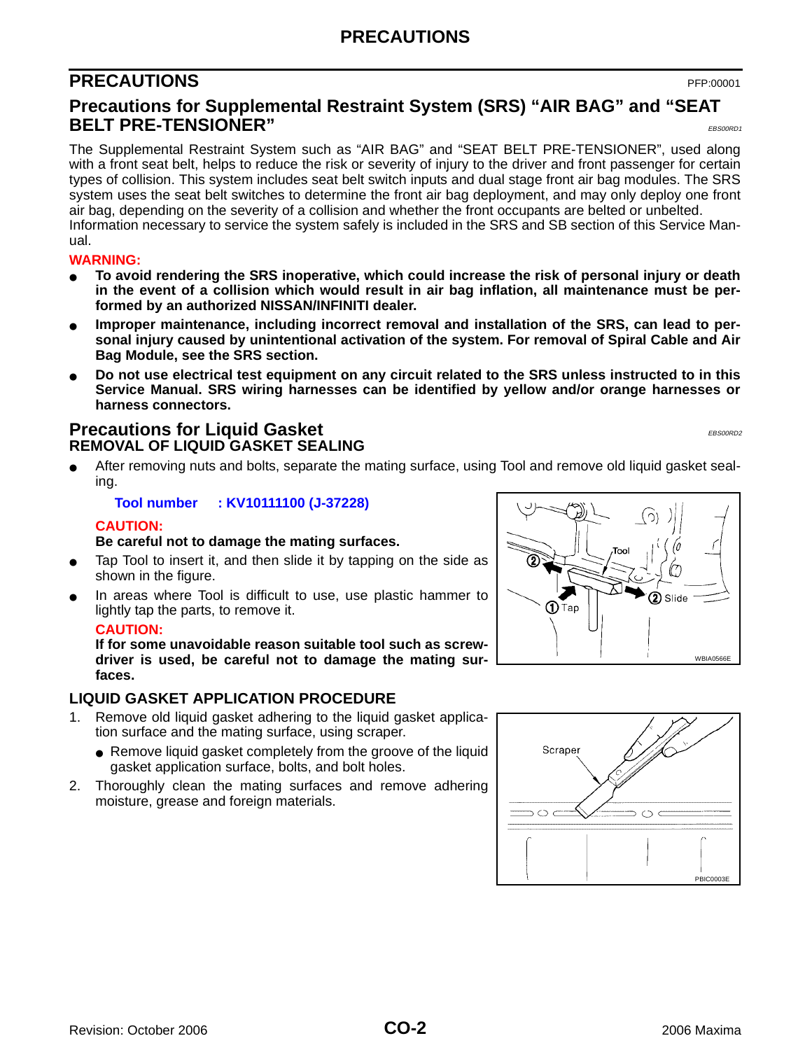# PRECAUTIONS

PFP:00001

## Precautions for Supplemental Restraint System (SRS) "AIR BAG" and "SEAT BELT PRE-TENSIONER"

EBS00RD1

The Supplemental Restraint System such as "AIR BAG" and "SEAT BELT PRE-TENSIONER", used along with a front seat belt, helps to reduce the risk or severity of injury to the driver and front passenger for certain types of collision. This system includes seat belt switch inputs and dual stage front air bag modules. The SRS system uses the seat belt switches to determine the front air bag deployment, and may only deploy one front air bag, depending on the severity of a collision and whether the front occupants are belted or unbelted.
Information necessary to service the system safely is included in the SRS and SB section of this Service Manual.

**WARNING:**

- **To avoid rendering the SRS inoperative, which could increase the risk of personal injury or death in the event of a collision which would result in air bag inflation, all maintenance must be performed by an authorized NISSAN/INFINITI dealer.**
- **Improper maintenance, including incorrect removal and installation of the SRS, can lead to personal injury caused by unintentional activation of the system. For removal of Spiral Cable and Air Bag Module, see the SRS section.**
- **Do not use electrical test equipment on any circuit related to the SRS unless instructed to in this Service Manual. SRS wiring harnesses can be identified by yellow and/or orange harnesses or harness connectors.**

## Precautions for Liquid Gasket

EBS00RD2

### REMOVAL OF LIQUID GASKET SEALING

- After removing nuts and bolts, separate the mating surface, using Tool and remove old liquid gasket sealing.

  **Tool number : KV10111100 (J-37228)**

  **CAUTION:**
  **Be careful not to damage the mating surfaces.**
- Tap Tool to insert it, and then slide it by tapping on the side as shown in the figure.
- In areas where Tool is difficult to use, use plastic hammer to lightly tap the parts, to remove it.

  **CAUTION:**
  **If for some unavoidable reason suitable tool such as screwdriver is used, be careful not to damage the mating surfaces.**

WBIA0566E

### LIQUID GASKET APPLICATION PROCEDURE

1. Remove old liquid gasket adhering to the liquid gasket application surface and the mating surface, using scraper.
   - Remove liquid gasket completely from the groove of the liquid gasket application surface, bolts, and bolt holes.
2. Thoroughly clean the mating surfaces and remove adhering moisture, grease and foreign materials.

PBIC0003E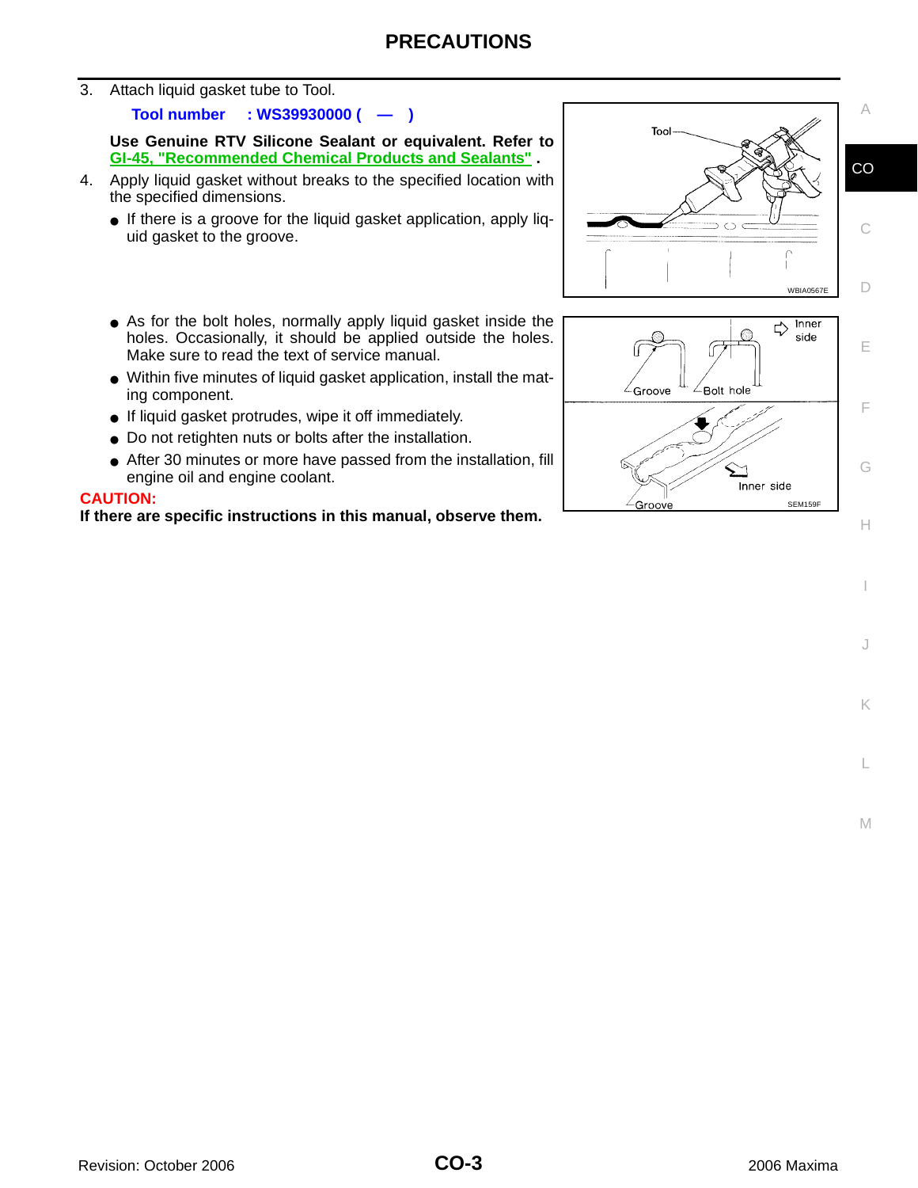3. Attach liquid gasket tube to Tool.

   **Tool number : WS39930000 ( — )**

   **Use Genuine RTV Silicone Sealant or equivalent. Refer to GI-45, "Recommended Chemical Products and Sealants" .**

4. Apply liquid gasket without breaks to the specified location with the specified dimensions.
   - If there is a groove for the liquid gasket application, apply liquid gasket to the groove.
   - As for the bolt holes, normally apply liquid gasket inside the holes. Occasionally, it should be applied outside the holes. Make sure to read the text of service manual.
   - Within five minutes of liquid gasket application, install the mating component.
   - If liquid gasket protrudes, wipe it off immediately.
   - Do not retighten nuts or bolts after the installation.
   - After 30 minutes or more have passed from the installation, fill engine oil and engine coolant.

**CAUTION:**

**If there are specific instructions in this manual, observe them.**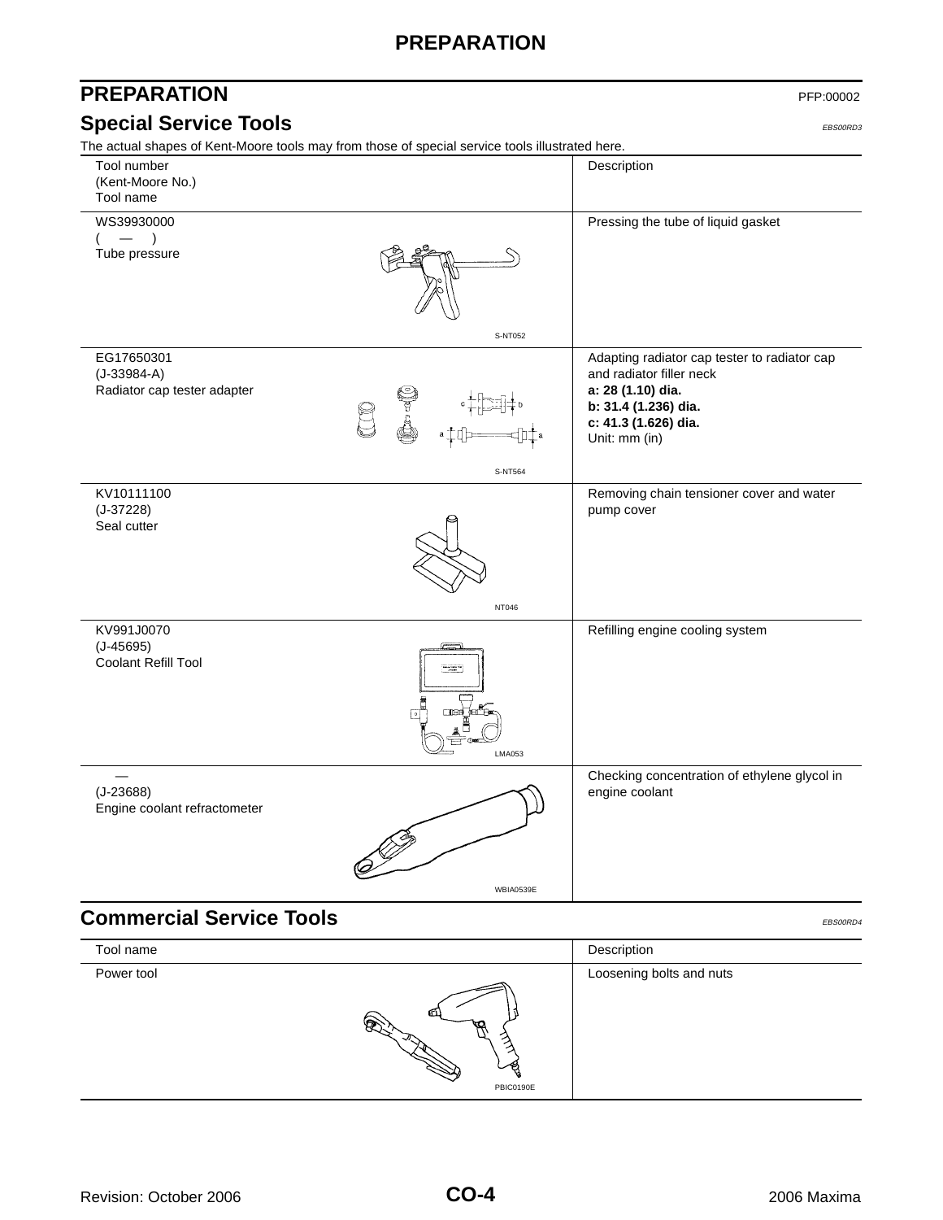# PREPARATION

PFP:00002

## Special Service Tools

*EBS00RD3*

The actual shapes of Kent-Moore tools may from those of special service tools illustrated here.

| Tool number<br>(Kent-Moore No.)<br>Tool name | Description |
|---|---|
| WS39930000<br>( — )<br>Tube pressure<br>S-NT052 | Pressing the tube of liquid gasket |
| EG17650301<br>(J-33984-A)<br>Radiator cap tester adapter<br>S-NT564 | Adapting radiator cap tester to radiator cap and radiator filler neck<br>**a: 28 (1.10) dia.**<br>**b: 31.4 (1.236) dia.**<br>**c: 41.3 (1.626) dia.**<br>Unit: mm (in) |
| KV10111100<br>(J-37228)<br>Seal cutter<br>NT046 | Removing chain tensioner cover and water pump cover |
| KV991J0070<br>(J-45695)<br>Coolant Refill Tool<br>LMA053 | Refilling engine cooling system |
| —<br>(J-23688)<br>Engine coolant refractometer<br>WBIA0539E | Checking concentration of ethylene glycol in engine coolant |

## Commercial Service Tools

*EBS00RD4*

| Tool name | Description |
|---|---|
| Power tool<br>PBIC0190E | Loosening bolts and nuts |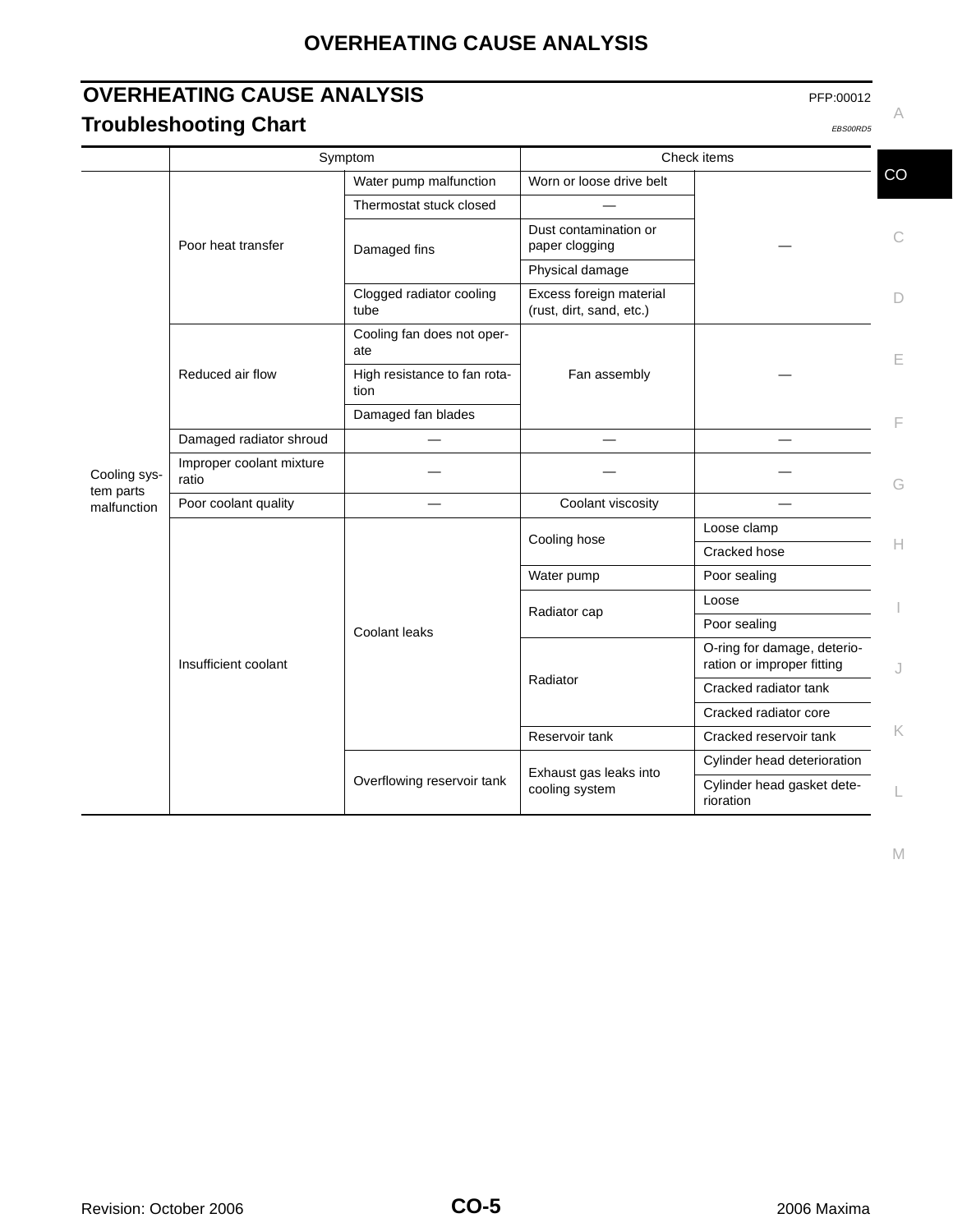# OVERHEATING CAUSE ANALYSIS

PFP:00012

## Troubleshooting Chart

EBS00RD5

| | Symptom | | Check items | |
|---|---|---|---|---|
| Cooling system parts malfunction | Poor heat transfer | Water pump malfunction | Worn or loose drive belt | — |
| | | Thermostat stuck closed | — | |
| | | Damaged fins | Dust contamination or paper clogging | |
| | | | Physical damage | |
| | | Clogged radiator cooling tube | Excess foreign material (rust, dirt, sand, etc.) | |
| | Reduced air flow | Cooling fan does not operate | Fan assembly | — |
| | | High resistance to fan rotation | | |
| | | Damaged fan blades | | |
| | Damaged radiator shroud | — | — | — |
| | Improper coolant mixture ratio | — | — | — |
| | Poor coolant quality | — | Coolant viscosity | — |
| | Insufficient coolant | Coolant leaks | Cooling hose | Loose clamp |
| | | | | Cracked hose |
| | | | Water pump | Poor sealing |
| | | | Radiator cap | Loose |
| | | | | Poor sealing |
| | | | Radiator | O-ring for damage, deterioration or improper fitting |
| | | | | Cracked radiator tank |
| | | | | Cracked radiator core |
| | | | Reservoir tank | Cracked reservoir tank |
| | | Overflowing reservoir tank | Exhaust gas leaks into cooling system | Cylinder head deterioration |
| | | | | Cylinder head gasket deterioration |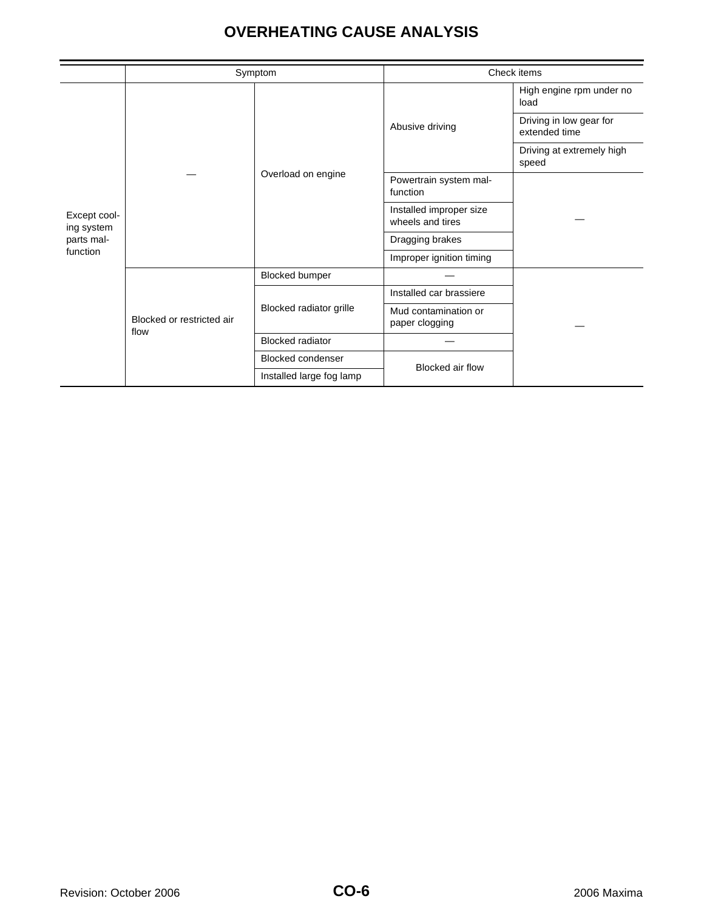# OVERHEATING CAUSE ANALYSIS

| | Symptom | | Check items | |
|---|---|---|---|---|
| Except cooling system parts malfunction | — | Overload on engine | Abusive driving | High engine rpm under no load |
| | | | | Driving in low gear for extended time |
| | | | | Driving at extremely high speed |
| | | | Powertrain system malfunction | — |
| | | | Installed improper size wheels and tires | |
| | | | Dragging brakes | |
| | | | Improper ignition timing | |
| | Blocked or restricted air flow | Blocked bumper | — | — |
| | | Blocked radiator grille | Installed car brassiere | |
| | | | Mud contamination or paper clogging | |
| | | Blocked radiator | — | |
| | | Blocked condenser | Blocked air flow | |
| | | Installed large fog lamp | | |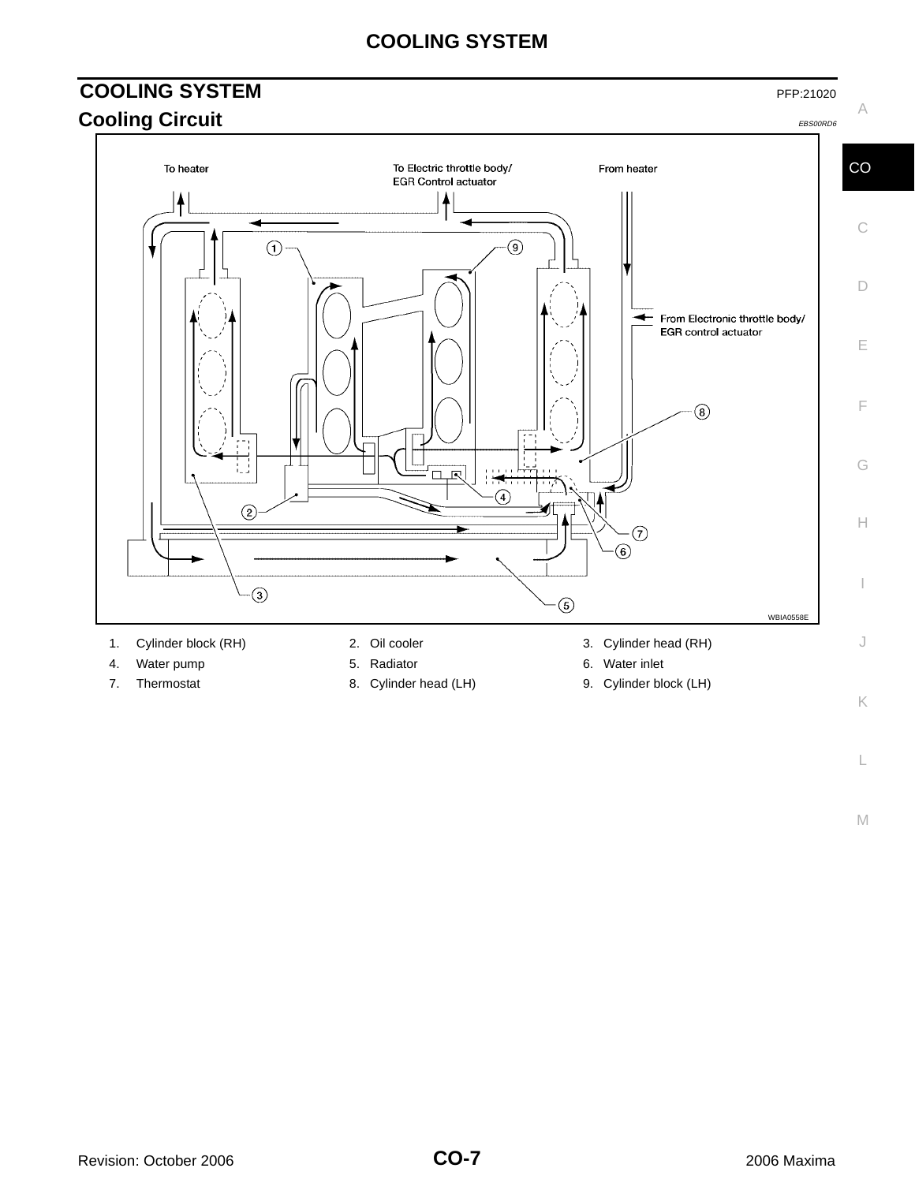# COOLING SYSTEM

PFP:21020

## Cooling Circuit

EBS00RD6

To heater

To Electric throttle body/
EGR Control actuator

From heater

From Electronic throttle body/
EGR control actuator

WBIA0558E

1. Cylinder block (RH)
2. Oil cooler
3. Cylinder head (RH)
4. Water pump
5. Radiator
6. Water inlet
7. Thermostat
8. Cylinder head (LH)
9. Cylinder block (LH)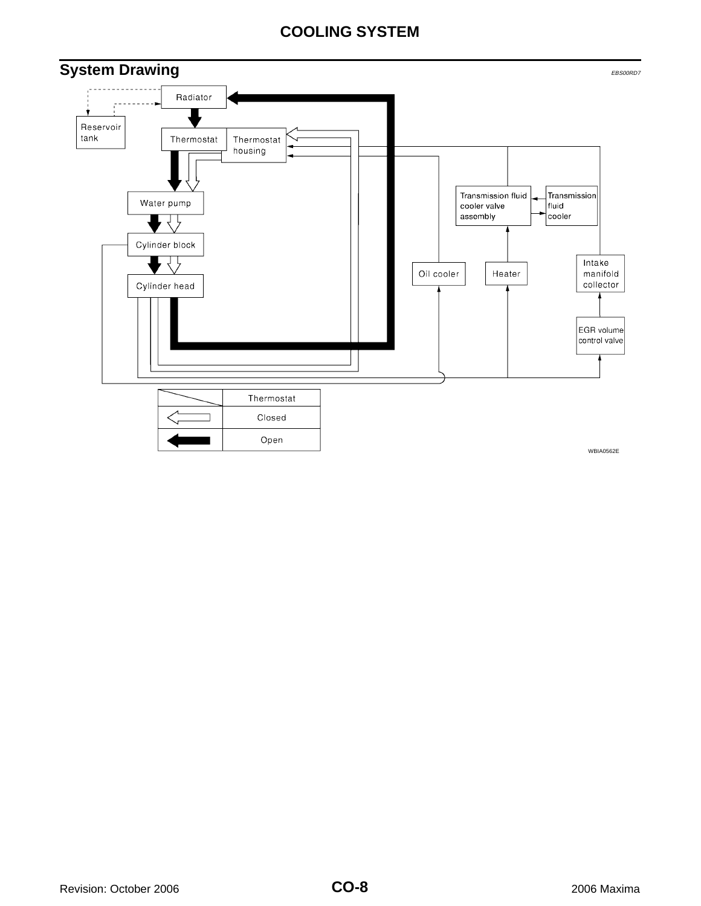## System Drawing

EBS00RD7

Radiator

Reservoir tank

Thermostat

Thermostat housing

Water pump

Cylinder block

Cylinder head

Transmission fluid cooler valve assembly

Transmission fluid cooler

Oil cooler

Heater

Intake manifold collector

EGR volume control valve

| | Thermostat |
|---|---|
| ⇦ | Closed |
| ⬅ | Open |

WBIA0562E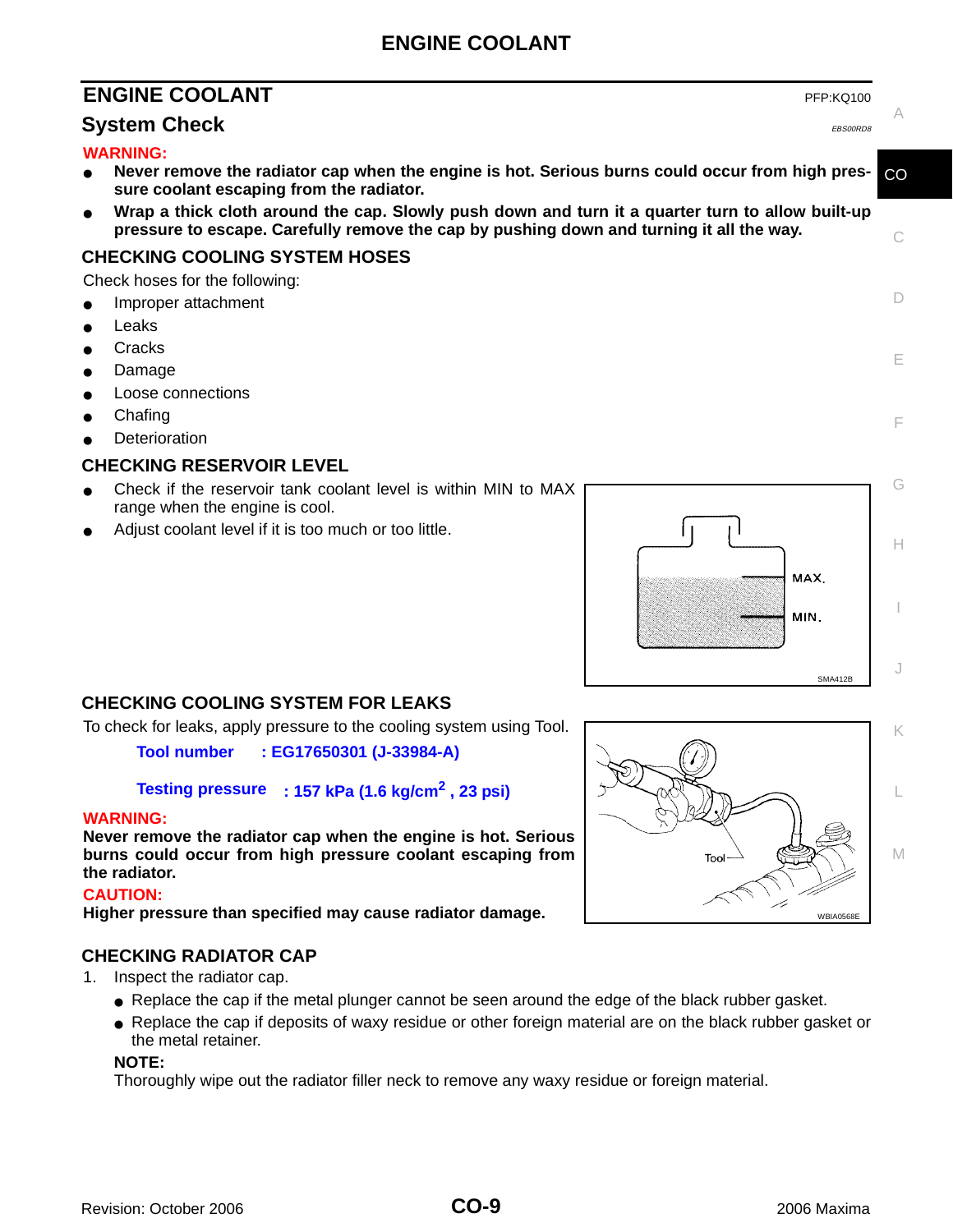# ENGINE COOLANT

PFP:KQ100

## System Check

EBS00RD8

**WARNING:**

- **Never remove the radiator cap when the engine is hot. Serious burns could occur from high pressure coolant escaping from the radiator.**
- **Wrap a thick cloth around the cap. Slowly push down and turn it a quarter turn to allow built-up pressure to escape. Carefully remove the cap by pushing down and turning it all the way.**

### CHECKING COOLING SYSTEM HOSES

Check hoses for the following:

- Improper attachment
- Leaks
- Cracks
- Damage
- Loose connections
- Chafing
- Deterioration

### CHECKING RESERVOIR LEVEL

- Check if the reservoir tank coolant level is within MIN to MAX range when the engine is cool.
- Adjust coolant level if it is too much or too little.

MAX.

MIN.

SMA412B

### CHECKING COOLING SYSTEM FOR LEAKS

To check for leaks, apply pressure to the cooling system using Tool.

**Tool number : EG17650301 (J-33984-A)**

**Testing pressure : 157 kPa (1.6 kg/cm$^2$ , 23 psi)**

**WARNING:**

**Never remove the radiator cap when the engine is hot. Serious burns could occur from high pressure coolant escaping from the radiator.**

**CAUTION:**

**Higher pressure than specified may cause radiator damage.**

Tool

WBIA0568E

### CHECKING RADIATOR CAP

1. Inspect the radiator cap.
   - Replace the cap if the metal plunger cannot be seen around the edge of the black rubber gasket.
   - Replace the cap if deposits of waxy residue or other foreign material are on the black rubber gasket or the metal retainer.

   **NOTE:**

   Thoroughly wipe out the radiator filler neck to remove any waxy residue or foreign material.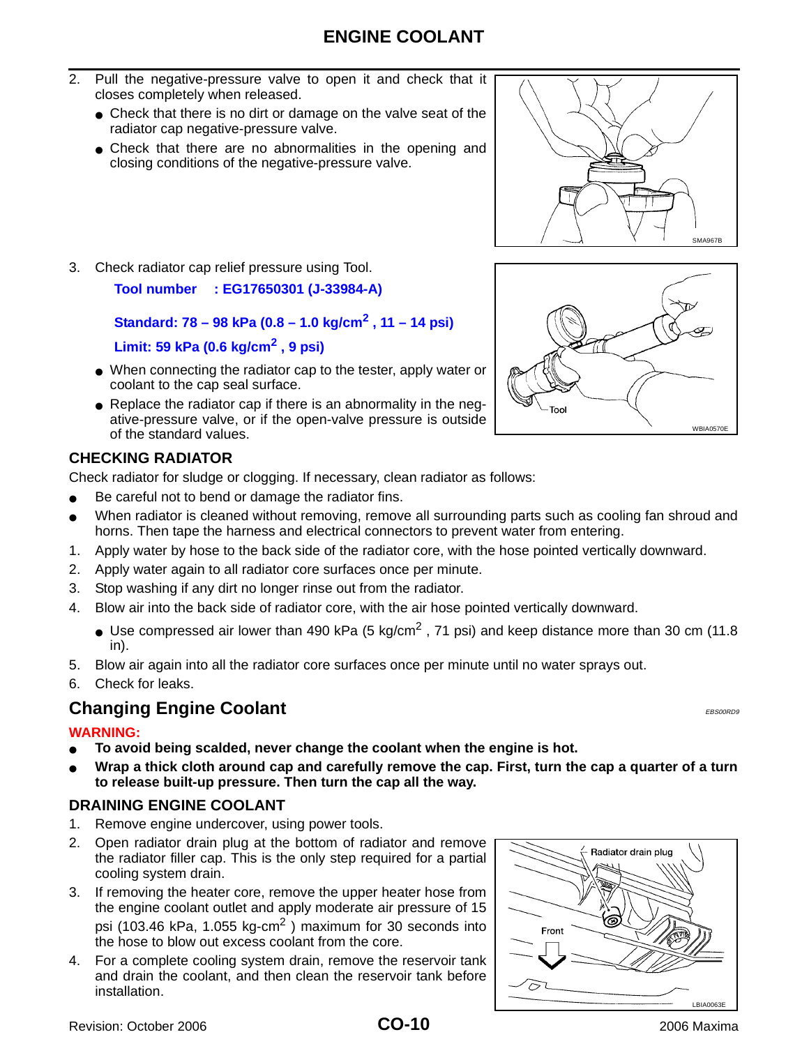2. Pull the negative-pressure valve to open it and check that it closes completely when released.
   - Check that there is no dirt or damage on the valve seat of the radiator cap negative-pressure valve.
   - Check that there are no abnormalities in the opening and closing conditions of the negative-pressure valve.

SMA967B

3. Check radiator cap relief pressure using Tool.

   **Tool number : EG17650301 (J-33984-A)**

   **Standard: 78 – 98 kPa (0.8 – 1.0 kg/cm$^2$ , 11 – 14 psi)**

   **Limit: 59 kPa (0.6 kg/cm$^2$ , 9 psi)**

   - When connecting the radiator cap to the tester, apply water or coolant to the cap seal surface.
   - Replace the radiator cap if there is an abnormality in the negative-pressure valve, or if the open-valve pressure is outside of the standard values.

Tool

WBIA0570E

### CHECKING RADIATOR

Check radiator for sludge or clogging. If necessary, clean radiator as follows:

- Be careful not to bend or damage the radiator fins.
- When radiator is cleaned without removing, remove all surrounding parts such as cooling fan shroud and horns. Then tape the harness and electrical connectors to prevent water from entering.

1. Apply water by hose to the back side of the radiator core, with the hose pointed vertically downward.
2. Apply water again to all radiator core surfaces once per minute.
3. Stop washing if any dirt no longer rinse out from the radiator.
4. Blow air into the back side of radiator core, with the air hose pointed vertically downward.
   - Use compressed air lower than 490 kPa (5 kg/cm$^2$ , 71 psi) and keep distance more than 30 cm (11.8 in).
5. Blow air again into all the radiator core surfaces once per minute until no water sprays out.
6. Check for leaks.

## Changing Engine Coolant

*EBS00RD9*

**WARNING:**

- **To avoid being scalded, never change the coolant when the engine is hot.**
- **Wrap a thick cloth around cap and carefully remove the cap. First, turn the cap a quarter of a turn to release built-up pressure. Then turn the cap all the way.**

### DRAINING ENGINE COOLANT

1. Remove engine undercover, using power tools.
2. Open radiator drain plug at the bottom of radiator and remove the radiator filler cap. This is the only step required for a partial cooling system drain.
3. If removing the heater core, remove the upper heater hose from the engine coolant outlet and apply moderate air pressure of 15 psi (103.46 kPa, 1.055 kg-cm$^2$ ) maximum for 30 seconds into the hose to blow out excess coolant from the core.
4. For a complete cooling system drain, remove the reservoir tank and drain the coolant, and then clean the reservoir tank before installation.

Radiator drain plug

Front

LBIA0063E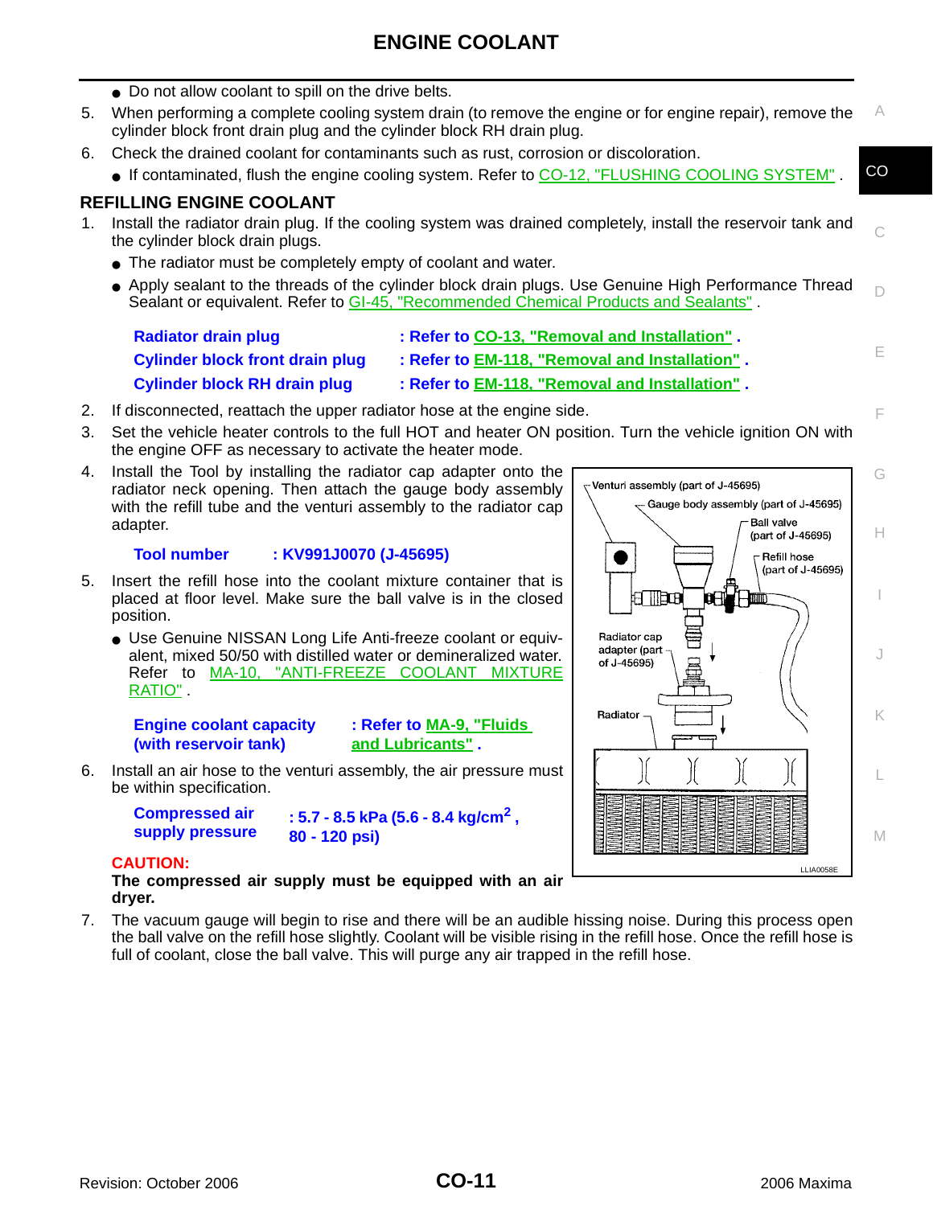# ENGINE COOLANT

- Do not allow coolant to spill on the drive belts.

5. When performing a complete cooling system drain (to remove the engine or for engine repair), remove the cylinder block front drain plug and the cylinder block RH drain plug.
6. Check the drained coolant for contaminants such as rust, corrosion or discoloration.
   - If contaminated, flush the engine cooling system. Refer to CO-12, "FLUSHING COOLING SYSTEM" .

## REFILLING ENGINE COOLANT

1. Install the radiator drain plug. If the cooling system was drained completely, install the reservoir tank and the cylinder block drain plugs.
   - The radiator must be completely empty of coolant and water.
   - Apply sealant to the threads of the cylinder block drain plugs. Use Genuine High Performance Thread Sealant or equivalent. Refer to GI-45, "Recommended Chemical Products and Sealants" .

   **Radiator drain plug** : **Refer to CO-13, "Removal and Installation" .**
   **Cylinder block front drain plug** : **Refer to EM-118, "Removal and Installation" .**
   **Cylinder block RH drain plug** : **Refer to EM-118, "Removal and Installation" .**

2. If disconnected, reattach the upper radiator hose at the engine side.
3. Set the vehicle heater controls to the full HOT and heater ON position. Turn the vehicle ignition ON with the engine OFF as necessary to activate the heater mode.
4. Install the Tool by installing the radiator cap adapter onto the radiator neck opening. Then attach the gauge body assembly with the refill tube and the venturi assembly to the radiator cap adapter.

   **Tool number** : **KV991J0070 (J-45695)**

   Venturi assembly (part of J-45695)
   Gauge body assembly (part of J-45695)
   Ball valve (part of J-45695)
   Refill hose (part of J-45695)
   Radiator cap adapter (part of J-45695)
   Radiator
   LLIA0058E

5. Insert the refill hose into the coolant mixture container that is placed at floor level. Make sure the ball valve is in the closed position.
   - Use Genuine NISSAN Long Life Anti-freeze coolant or equivalent, mixed 50/50 with distilled water or demineralized water. Refer to MA-10, "ANTI-FREEZE COOLANT MIXTURE RATIO" .

   **Engine coolant capacity (with reservoir tank)** : **Refer to MA-9, "Fluids and Lubricants" .**

6. Install an air hose to the venturi assembly, the air pressure must be within specification.

   **Compressed air supply pressure** : **5.7 - 8.5 kPa (5.6 - 8.4 kg/cm$^2$ , 80 - 120 psi)**

   **CAUTION:**
   **The compressed air supply must be equipped with an air dryer.**

7. The vacuum gauge will begin to rise and there will be an audible hissing noise. During this process open the ball valve on the refill hose slightly. Coolant will be visible rising in the refill hose. Once the refill hose is full of coolant, close the ball valve. This will purge any air trapped in the refill hose.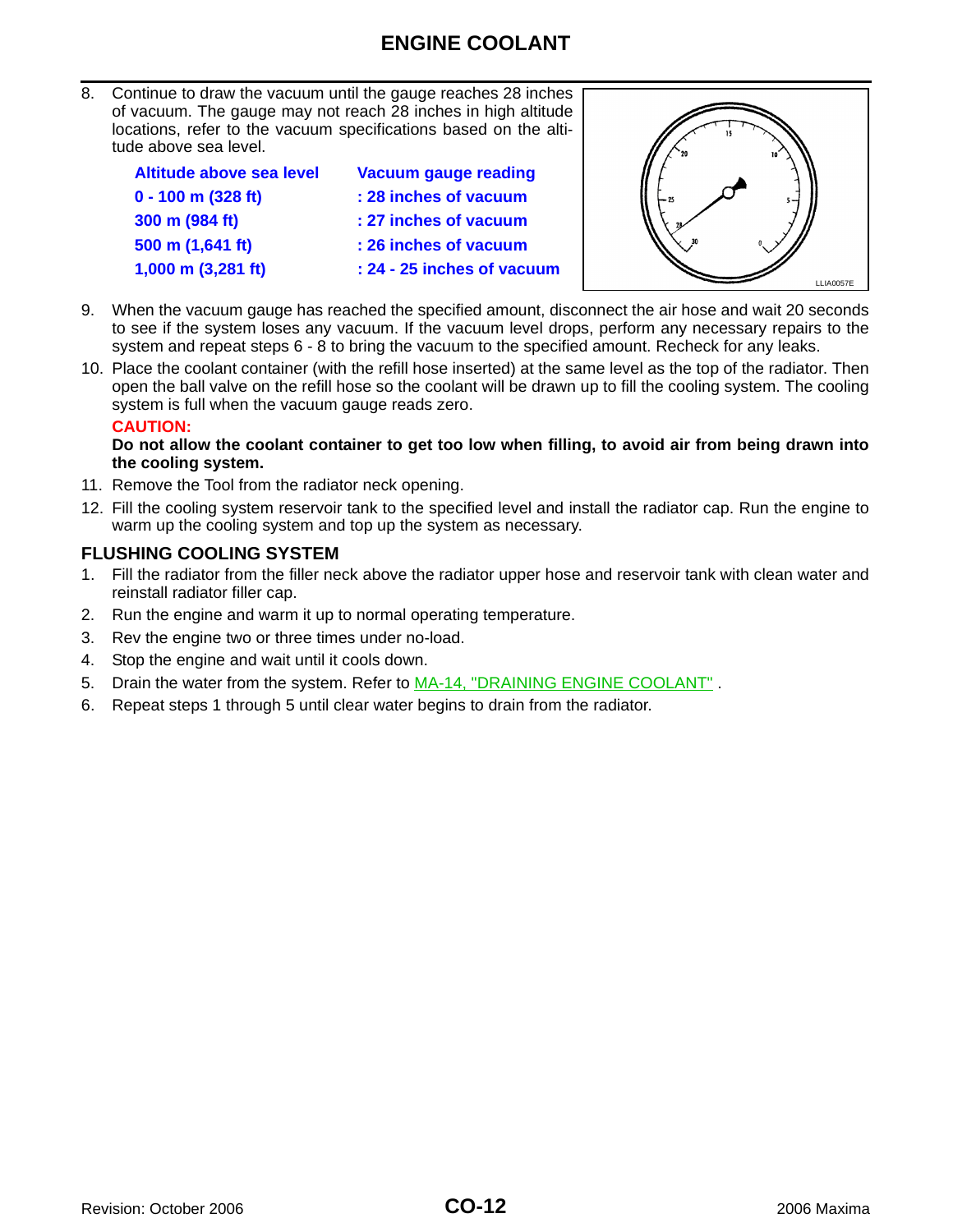# ENGINE COOLANT

8. Continue to draw the vacuum until the gauge reaches 28 inches of vacuum. The gauge may not reach 28 inches in high altitude locations, refer to the vacuum specifications based on the altitude above sea level.

| Altitude above sea level | Vacuum gauge reading |
|---|---|
| 0 - 100 m (328 ft) | : 28 inches of vacuum |
| 300 m (984 ft) | : 27 inches of vacuum |
| 500 m (1,641 ft) | : 26 inches of vacuum |
| 1,000 m (3,281 ft) | : 24 - 25 inches of vacuum |

LLIA0057E

9. When the vacuum gauge has reached the specified amount, disconnect the air hose and wait 20 seconds to see if the system loses any vacuum. If the vacuum level drops, perform any necessary repairs to the system and repeat steps 6 - 8 to bring the vacuum to the specified amount. Recheck for any leaks.
10. Place the coolant container (with the refill hose inserted) at the same level as the top of the radiator. Then open the ball valve on the refill hose so the coolant will be drawn up to fill the cooling system. The cooling system is full when the vacuum gauge reads zero.

    **CAUTION:**
    **Do not allow the coolant container to get too low when filling, to avoid air from being drawn into the cooling system.**
11. Remove the Tool from the radiator neck opening.
12. Fill the cooling system reservoir tank to the specified level and install the radiator cap. Run the engine to warm up the cooling system and top up the system as necessary.

## FLUSHING COOLING SYSTEM

1. Fill the radiator from the filler neck above the radiator upper hose and reservoir tank with clean water and reinstall radiator filler cap.
2. Run the engine and warm it up to normal operating temperature.
3. Rev the engine two or three times under no-load.
4. Stop the engine and wait until it cools down.
5. Drain the water from the system. Refer to MA-14, "DRAINING ENGINE COOLANT" .
6. Repeat steps 1 through 5 until clear water begins to drain from the radiator.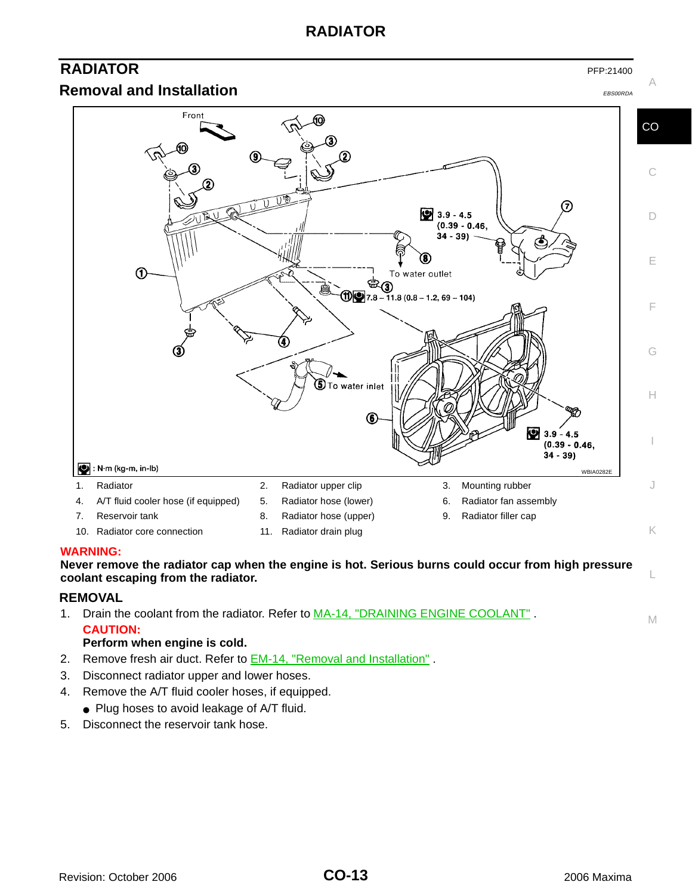# RADIATOR

PFP:21400

## Removal and Installation

EBS00RDA

| | | |
|---|---|---|
| 1. Radiator | 2. Radiator upper clip | 3. Mounting rubber |
| 4. A/T fluid cooler hose (if equipped) | 5. Radiator hose (lower) | 6. Radiator fan assembly |
| 7. Reservoir tank | 8. Radiator hose (upper) | 9. Radiator filler cap |
| 10. Radiator core connection | 11. Radiator drain plug | |

**WARNING:**

**Never remove the radiator cap when the engine is hot. Serious burns could occur from high pressure coolant escaping from the radiator.**

### REMOVAL

1. Drain the coolant from the radiator. Refer to MA-14, "DRAINING ENGINE COOLANT" .

   **CAUTION:**

   **Perform when engine is cold.**

2. Remove fresh air duct. Refer to EM-14, "Removal and Installation" .
3. Disconnect radiator upper and lower hoses.
4. Remove the A/T fluid cooler hoses, if equipped.
   - Plug hoses to avoid leakage of A/T fluid.
5. Disconnect the reservoir tank hose.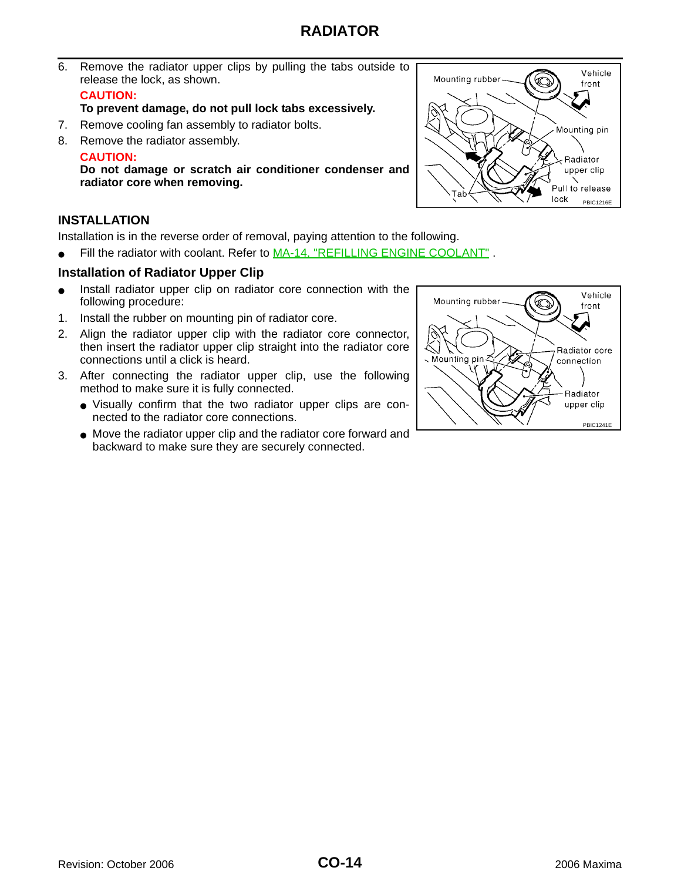6. Remove the radiator upper clips by pulling the tabs outside to release the lock, as shown.

   **CAUTION:**
   **To prevent damage, do not pull lock tabs excessively.**

7. Remove cooling fan assembly to radiator bolts.
8. Remove the radiator assembly.

   **CAUTION:**
   **Do not damage or scratch air conditioner condenser and radiator core when removing.**

## INSTALLATION

Installation is in the reverse order of removal, paying attention to the following.

- Fill the radiator with coolant. Refer to MA-14, "REFILLING ENGINE COOLANT" .

### Installation of Radiator Upper Clip

- Install radiator upper clip on radiator core connection with the following procedure:

1. Install the rubber on mounting pin of radiator core.
2. Align the radiator upper clip with the radiator core connector, then insert the radiator upper clip straight into the radiator core connections until a click is heard.
3. After connecting the radiator upper clip, use the following method to make sure it is fully connected.
   - Visually confirm that the two radiator upper clips are connected to the radiator core connections.
   - Move the radiator upper clip and the radiator core forward and backward to make sure they are securely connected.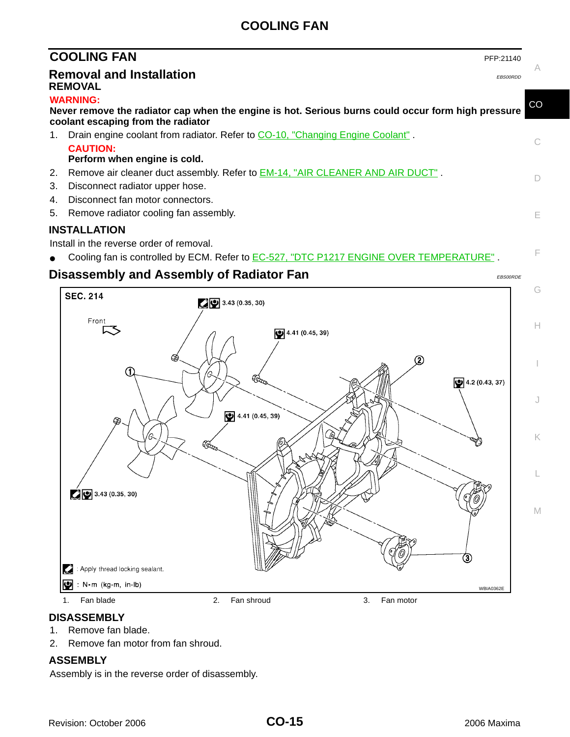# COOLING FAN

PFP:21140

## Removal and Installation

EBS00RDD

### REMOVAL

**WARNING:**

**Never remove the radiator cap when the engine is hot. Serious burns could occur form high pressure coolant escaping from the radiator**

1. Drain engine coolant from radiator. Refer to CO-10, "Changing Engine Coolant" .

   **CAUTION:**

   **Perform when engine is cold.**

2. Remove air cleaner duct assembly. Refer to EM-14, "AIR CLEANER AND AIR DUCT" .
3. Disconnect radiator upper hose.
4. Disconnect fan motor connectors.
5. Remove radiator cooling fan assembly.

### INSTALLATION

Install in the reverse order of removal.

- Cooling fan is controlled by ECM. Refer to EC-527, "DTC P1217 ENGINE OVER TEMPERATURE" .

## Disassembly and Assembly of Radiator Fan

EBS00RDE

SEC. 214

Front

3.43 (0.35, 30)

4.41 (0.45, 39)

4.2 (0.43, 37)

4.41 (0.45, 39)

3.43 (0.35, 30)

: Apply thread locking sealant.

: N·m (kg-m, in-lb)

WBIA0362E

1. Fan blade
2. Fan shroud
3. Fan motor

### DISASSEMBLY

1. Remove fan blade.
2. Remove fan motor from fan shroud.

### ASSEMBLY

Assembly is in the reverse order of disassembly.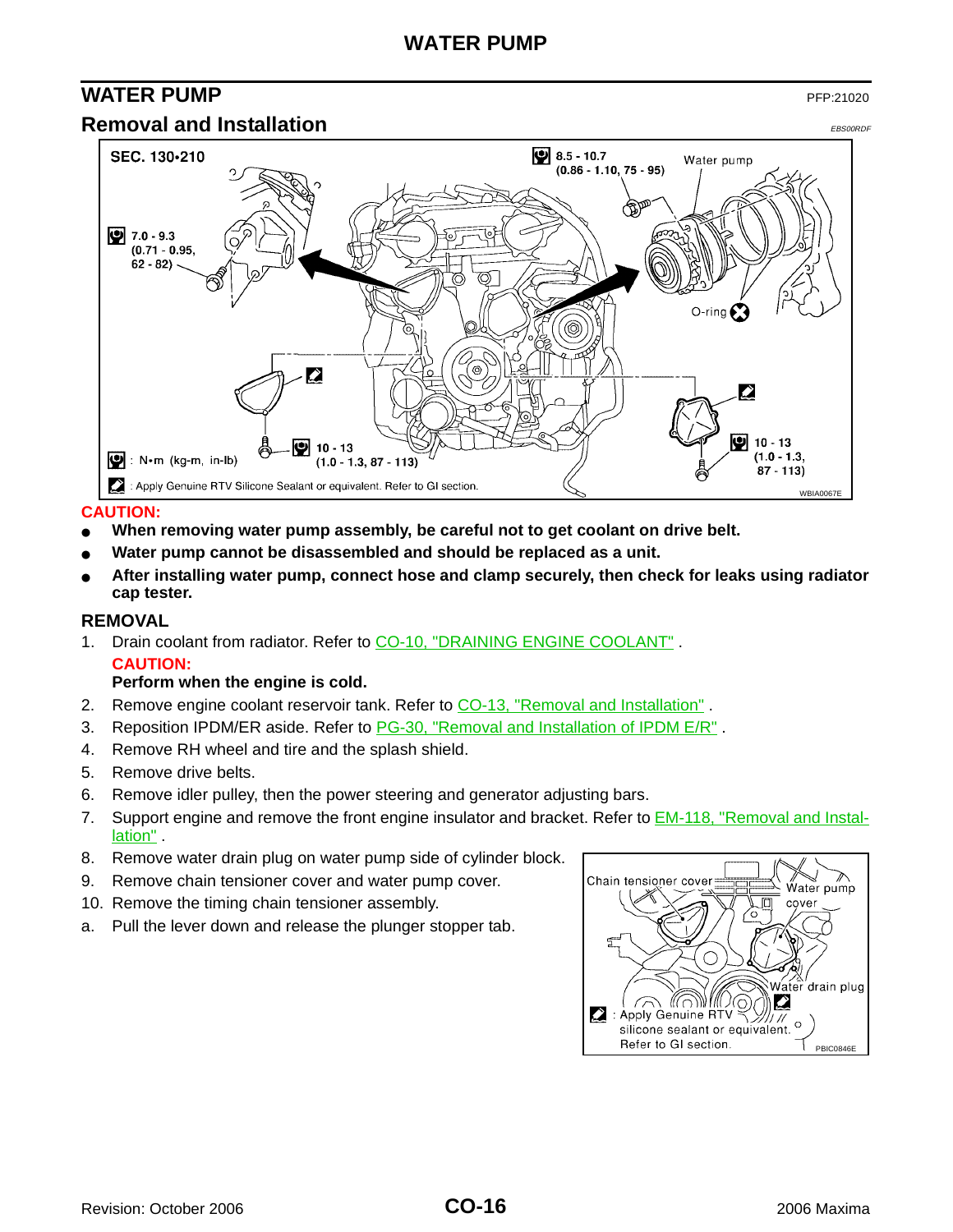## WATER PUMP

PFP:21020

### Removal and Installation

EBS00RDF

**CAUTION:**

- **When removing water pump assembly, be careful not to get coolant on drive belt.**
- **Water pump cannot be disassembled and should be replaced as a unit.**
- **After installing water pump, connect hose and clamp securely, then check for leaks using radiator cap tester.**

### REMOVAL

1. Drain coolant from radiator. Refer to CO-10, "DRAINING ENGINE COOLANT" .
   
   **CAUTION:**
   
   **Perform when the engine is cold.**
2. Remove engine coolant reservoir tank. Refer to CO-13, "Removal and Installation" .
3. Reposition IPDM/ER aside. Refer to PG-30, "Removal and Installation of IPDM E/R" .
4. Remove RH wheel and tire and the splash shield.
5. Remove drive belts.
6. Remove idler pulley, then the power steering and generator adjusting bars.
7. Support engine and remove the front engine insulator and bracket. Refer to EM-118, "Removal and Installation" .
8. Remove water drain plug on water pump side of cylinder block.
9. Remove chain tensioner cover and water pump cover.
10. Remove the timing chain tensioner assembly.

a. Pull the lever down and release the plunger stopper tab.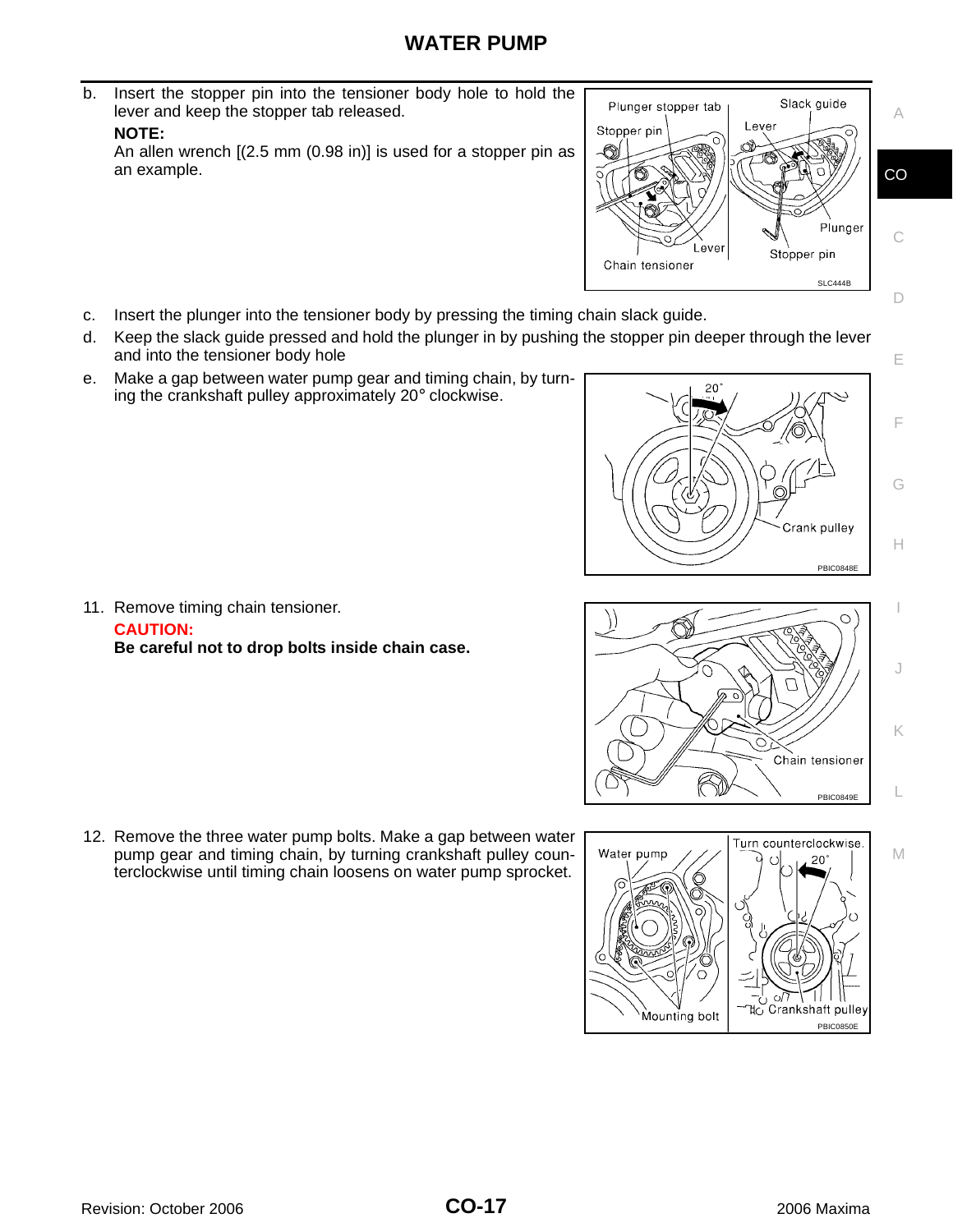# WATER PUMP

b. Insert the stopper pin into the tensioner body hole to hold the lever and keep the stopper tab released.

**NOTE:**

An allen wrench [(2.5 mm (0.98 in)] is used for a stopper pin as an example.

c. Insert the plunger into the tensioner body by pressing the timing chain slack guide.

d. Keep the slack guide pressed and hold the plunger in by pushing the stopper pin deeper through the lever and into the tensioner body hole

e. Make a gap between water pump gear and timing chain, by turning the crankshaft pulley approximately 20° clockwise.

11. Remove timing chain tensioner.

**CAUTION:**

**Be careful not to drop bolts inside chain case.**

12. Remove the three water pump bolts. Make a gap between water pump gear and timing chain, by turning crankshaft pulley counterclockwise until timing chain loosens on water pump sprocket.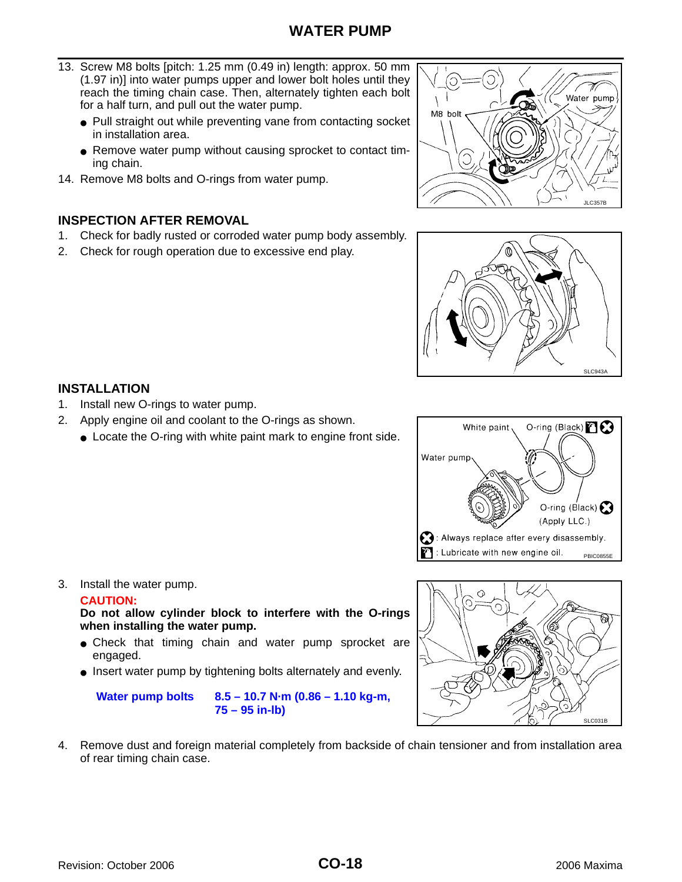13. Screw M8 bolts [pitch: 1.25 mm (0.49 in) length: approx. 50 mm (1.97 in)] into water pumps upper and lower bolt holes until they reach the timing chain case. Then, alternately tighten each bolt for a half turn, and pull out the water pump.
    - Pull straight out while preventing vane from contacting socket in installation area.
    - Remove water pump without causing sprocket to contact timing chain.
14. Remove M8 bolts and O-rings from water pump.

JLC357B

### INSPECTION AFTER REMOVAL

1. Check for badly rusted or corroded water pump body assembly.
2. Check for rough operation due to excessive end play.

SLC943A

### INSTALLATION

1. Install new O-rings to water pump.
2. Apply engine oil and coolant to the O-rings as shown.
    - Locate the O-ring with white paint mark to engine front side.

PBIC0855E

3. Install the water pump.

   **CAUTION:**
   **Do not allow cylinder block to interfere with the O-rings when installing the water pump.**
    - Check that timing chain and water pump sprocket are engaged.
    - Insert water pump by tightening bolts alternately and evenly.

   **Water pump bolts** **8.5 – 10.7 N·m (0.86 – 1.10 kg-m, 75 – 95 in-lb)**

SLC031B

4. Remove dust and foreign material completely from backside of chain tensioner and from installation area of rear timing chain case.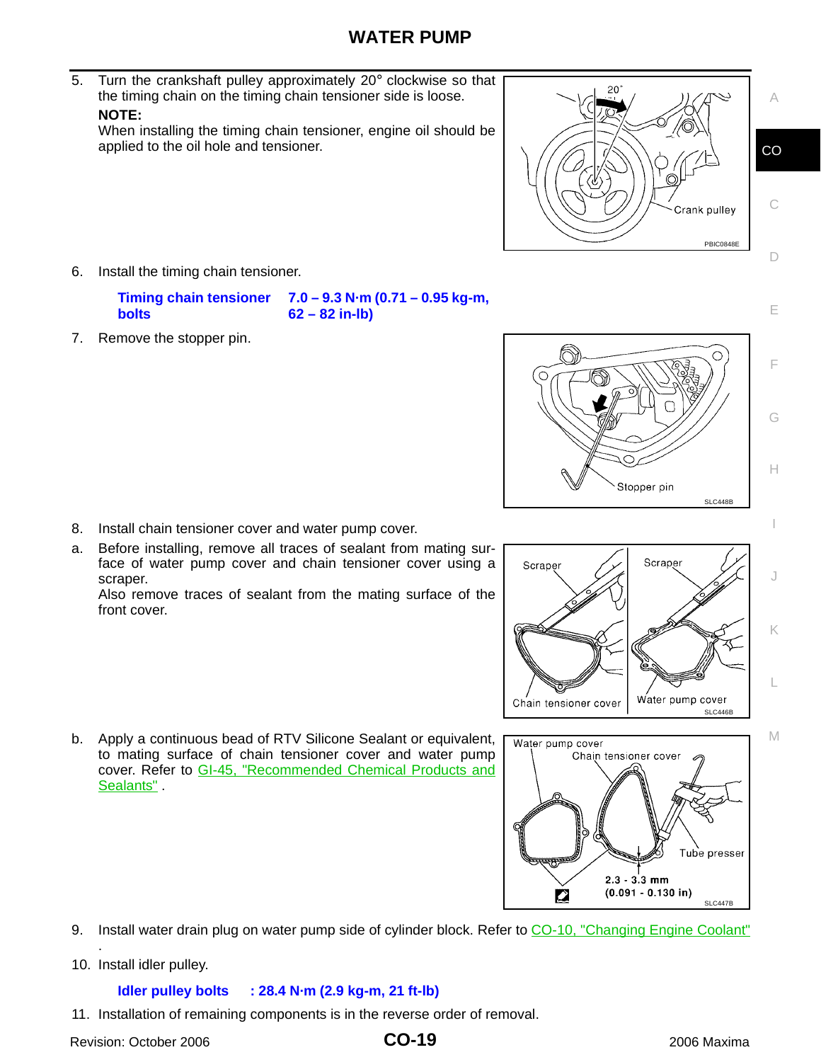# WATER PUMP

5. Turn the crankshaft pulley approximately 20° clockwise so that the timing chain on the timing chain tensioner side is loose.

   **NOTE:**
   When installing the timing chain tensioner, engine oil should be applied to the oil hole and tensioner.

6. Install the timing chain tensioner.

   | **Timing chain tensioner bolts** | **7.0 – 9.3 N·m (0.71 – 0.95 kg-m, 62 – 82 in-lb)** |
   |---|---|

7. Remove the stopper pin.

8. Install chain tensioner cover and water pump cover.

   a. Before installing, remove all traces of sealant from mating surface of water pump cover and chain tensioner cover using a scraper.
   Also remove traces of sealant from the mating surface of the front cover.

   b. Apply a continuous bead of RTV Silicone Sealant or equivalent, to mating surface of chain tensioner cover and water pump cover. Refer to GI-45, "Recommended Chemical Products and Sealants" .

9. Install water drain plug on water pump side of cylinder block. Refer to CO-10, "Changing Engine Coolant" .

10. Install idler pulley.

    **Idler pulley bolts : 28.4 N·m (2.9 kg-m, 21 ft-lb)**

11. Installation of remaining components is in the reverse order of removal.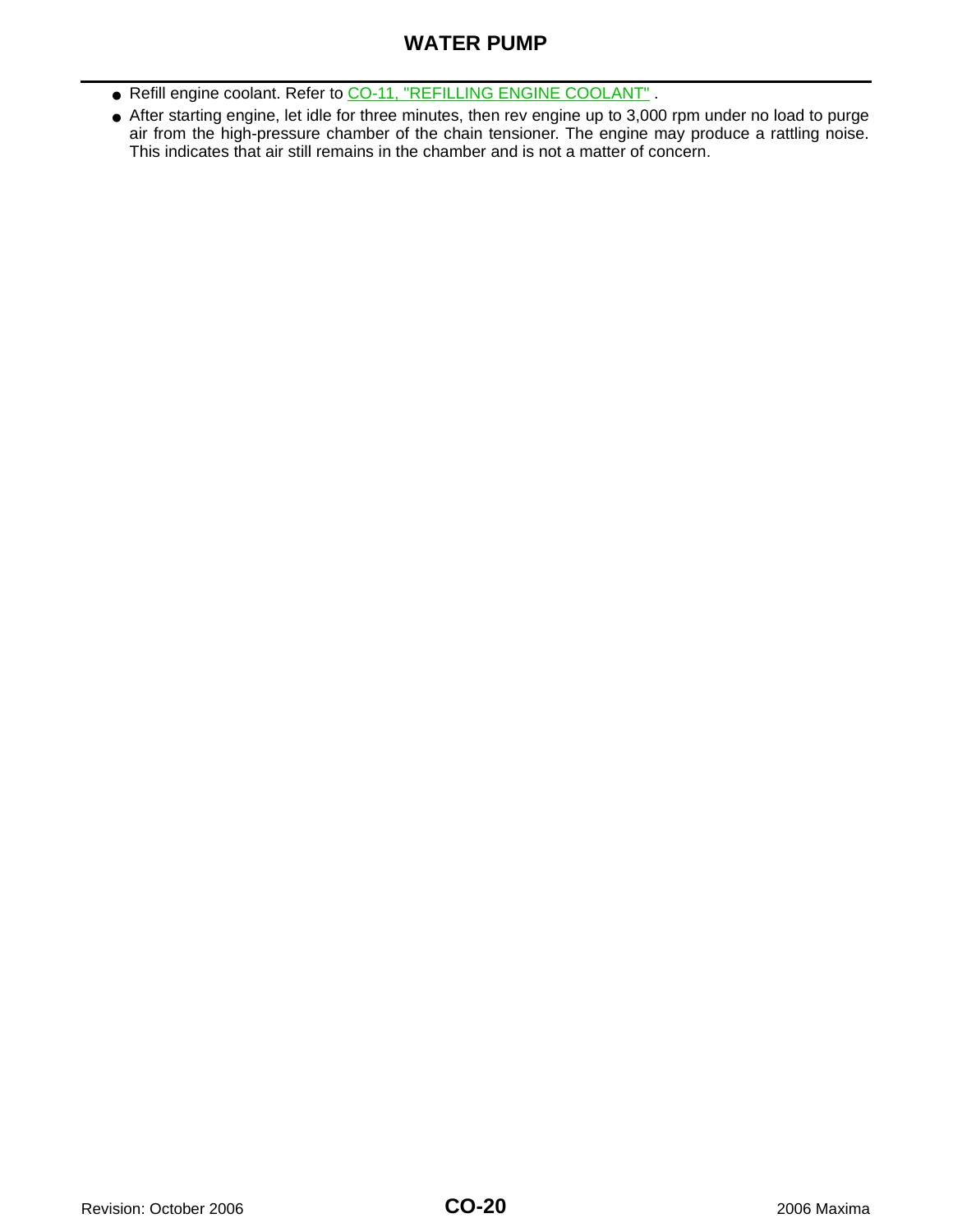- Refill engine coolant. Refer to CO-11, "REFILLING ENGINE COOLANT" .
- After starting engine, let idle for three minutes, then rev engine up to 3,000 rpm under no load to purge air from the high-pressure chamber of the chain tensioner. The engine may produce a rattling noise. This indicates that air still remains in the chamber and is not a matter of concern.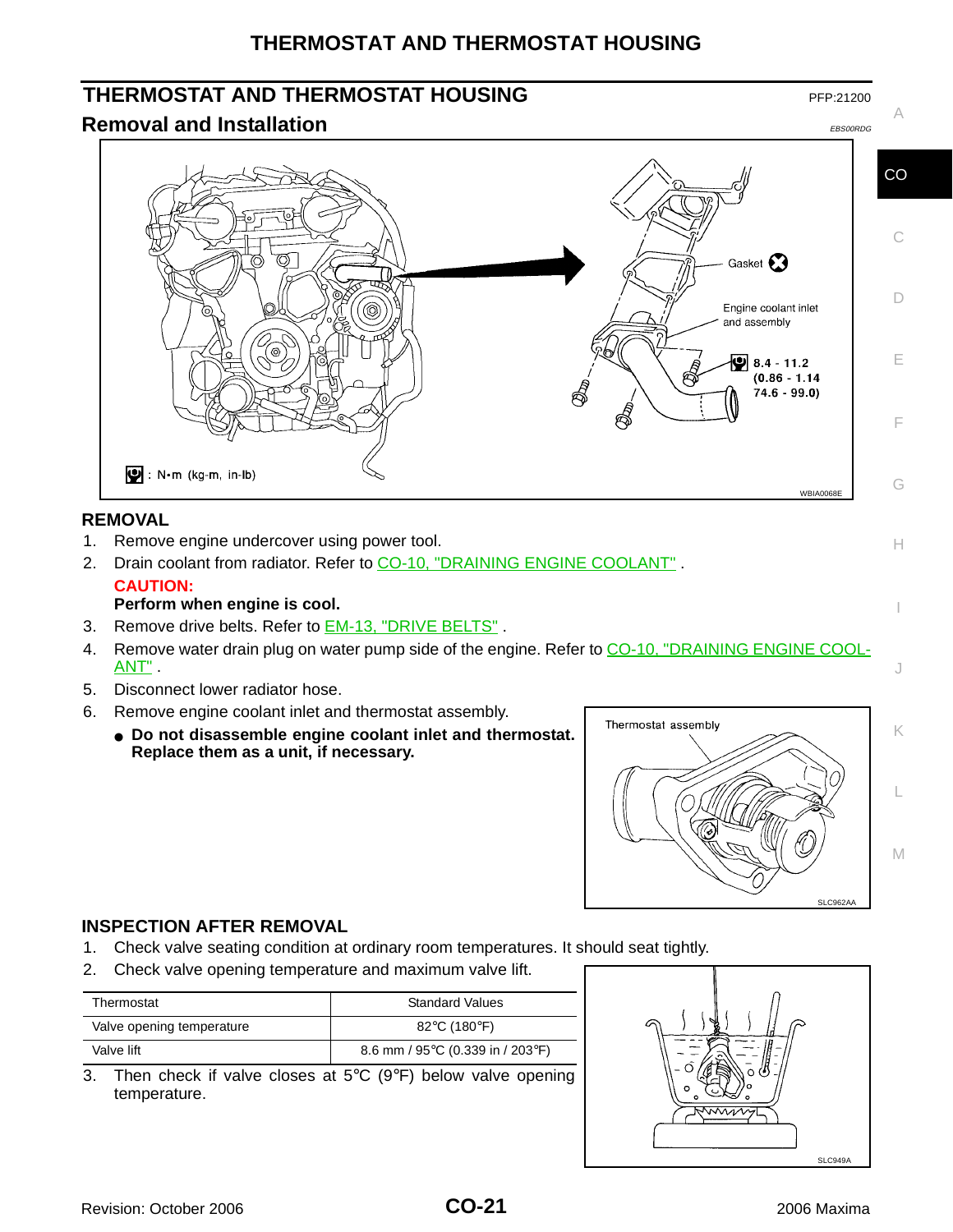## THERMOSTAT AND THERMOSTAT HOUSING

PFP:21200

### Removal and Installation

EBS00RDG

Gasket

Engine coolant inlet and assembly

8.4 - 11.2 (0.86 - 1.14 74.6 - 99.0)

: N•m (kg-m, in-lb)

WBIA0068E

#### REMOVAL

1. Remove engine undercover using power tool.
2. Drain coolant from radiator. Refer to CO-10, "DRAINING ENGINE COOLANT" .

   **CAUTION:**

   **Perform when engine is cool.**
3. Remove drive belts. Refer to EM-13, "DRIVE BELTS" .
4. Remove water drain plug on water pump side of the engine. Refer to CO-10, "DRAINING ENGINE COOLANT" .
5. Disconnect lower radiator hose.
6. Remove engine coolant inlet and thermostat assembly.
   - **Do not disassemble engine coolant inlet and thermostat. Replace them as a unit, if necessary.**

Thermostat assembly

SLC962AA

#### INSPECTION AFTER REMOVAL

1. Check valve seating condition at ordinary room temperatures. It should seat tightly.
2. Check valve opening temperature and maximum valve lift.

| Thermostat | Standard Values |
|---|---|
| Valve opening temperature | 82°C (180°F) |
| Valve lift | 8.6 mm / 95°C (0.339 in / 203°F) |

3. Then check if valve closes at 5°C (9°F) below valve opening temperature.

SLC949A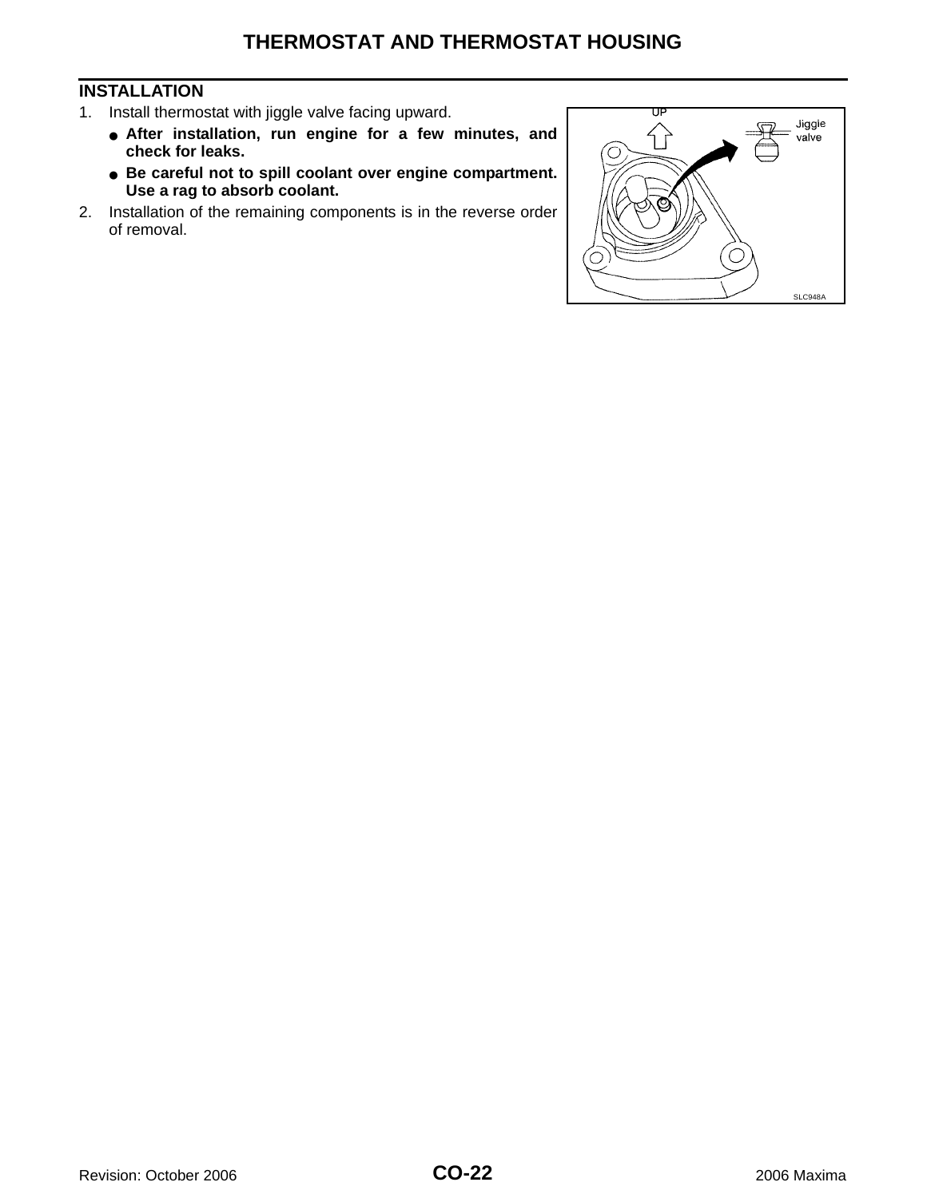## INSTALLATION

1. Install thermostat with jiggle valve facing upward.
   - **After installation, run engine for a few minutes, and check for leaks.**
   - **Be careful not to spill coolant over engine compartment. Use a rag to absorb coolant.**
2. Installation of the remaining components is in the reverse order of removal.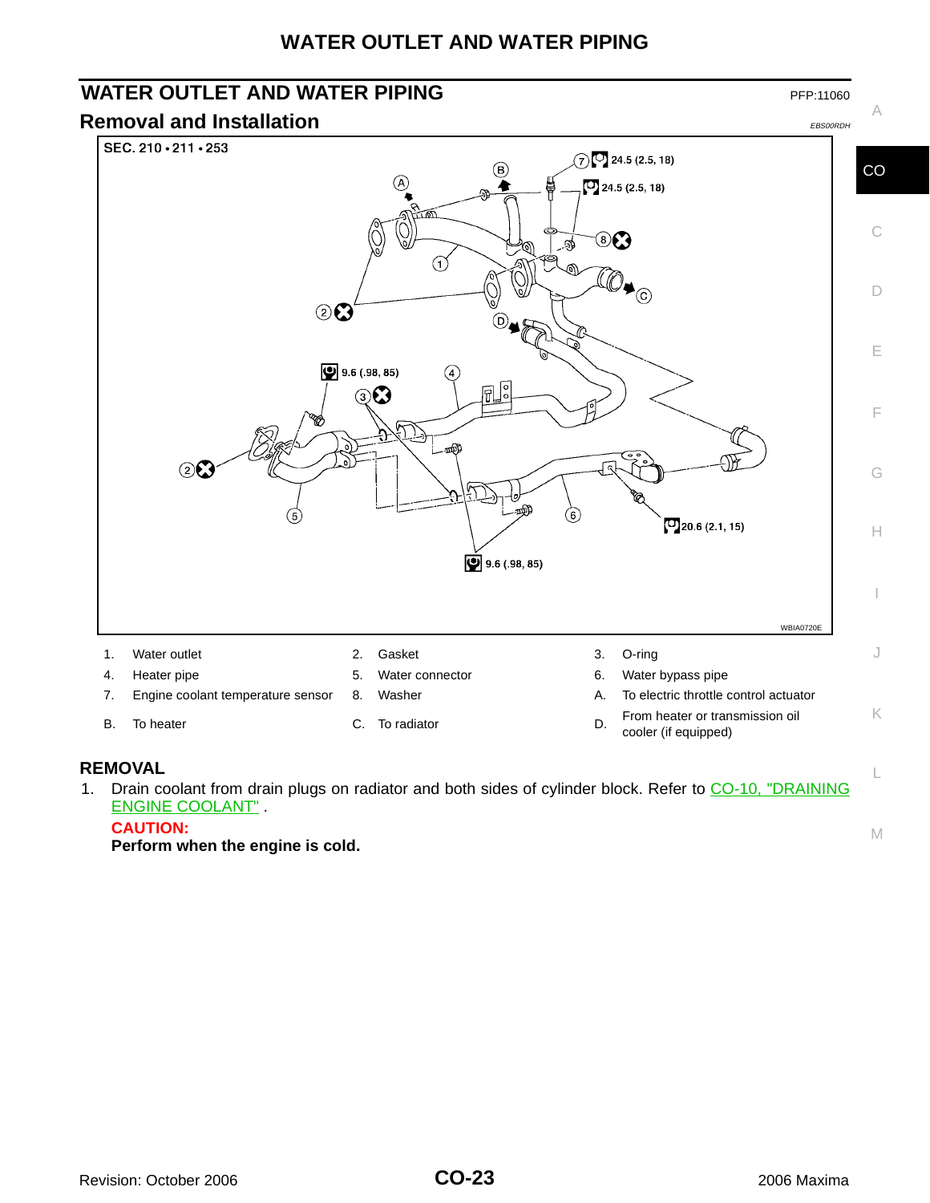# WATER OUTLET AND WATER PIPING

PFP:11060

## Removal and Installation

EBS00RDH

| | | | | | |
|---|---|---|---|---|---|
| 1. | Water outlet | 2. | Gasket | 3. | O-ring |
| 4. | Heater pipe | 5. | Water connector | 6. | Water bypass pipe |
| 7. | Engine coolant temperature sensor | 8. | Washer | A. | To electric throttle control actuator |
| B. | To heater | C. | To radiator | D. | From heater or transmission oil cooler (if equipped) |

### REMOVAL

1. Drain coolant from drain plugs on radiator and both sides of cylinder block. Refer to CO-10, "DRAINING ENGINE COOLANT" .

   **CAUTION:**
   **Perform when the engine is cold.**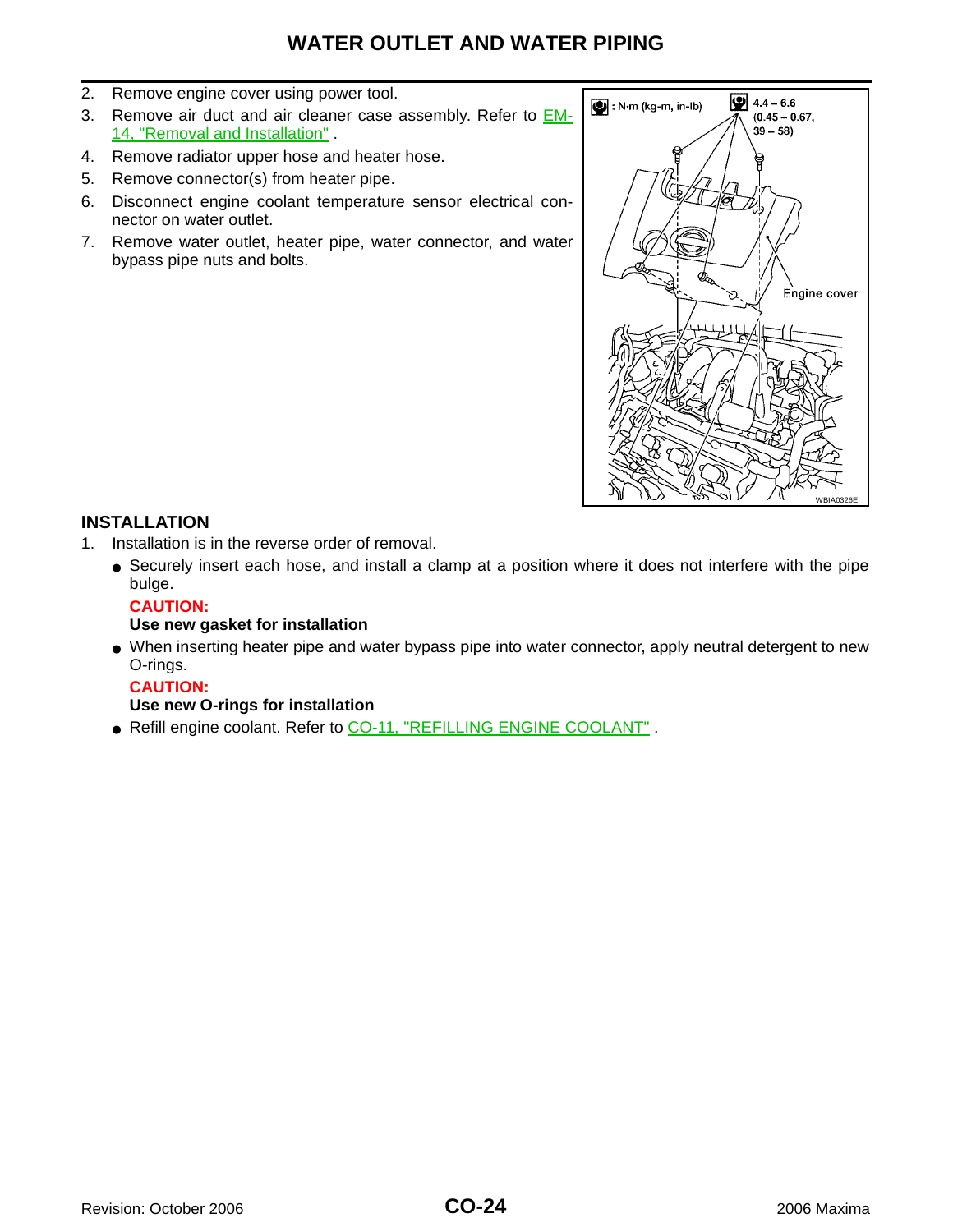# WATER OUTLET AND WATER PIPING

2. Remove engine cover using power tool.
3. Remove air duct and air cleaner case assembly. Refer to EM-14, "Removal and Installation" .
4. Remove radiator upper hose and heater hose.
5. Remove connector(s) from heater pipe.
6. Disconnect engine coolant temperature sensor electrical connector on water outlet.
7. Remove water outlet, heater pipe, water connector, and water bypass pipe nuts and bolts.

: N·m (kg-m, in-lb)

4.4 – 6.6 (0.45 – 0.67, 39 – 58)

Engine cover

WBIA0326E

## INSTALLATION

1. Installation is in the reverse order of removal.
   - Securely insert each hose, and install a clamp at a position where it does not interfere with the pipe bulge.

     **CAUTION:**
     **Use new gasket for installation**
   - When inserting heater pipe and water bypass pipe into water connector, apply neutral detergent to new O-rings.

     **CAUTION:**
     **Use new O-rings for installation**
   - Refill engine coolant. Refer to CO-11, "REFILLING ENGINE COOLANT" .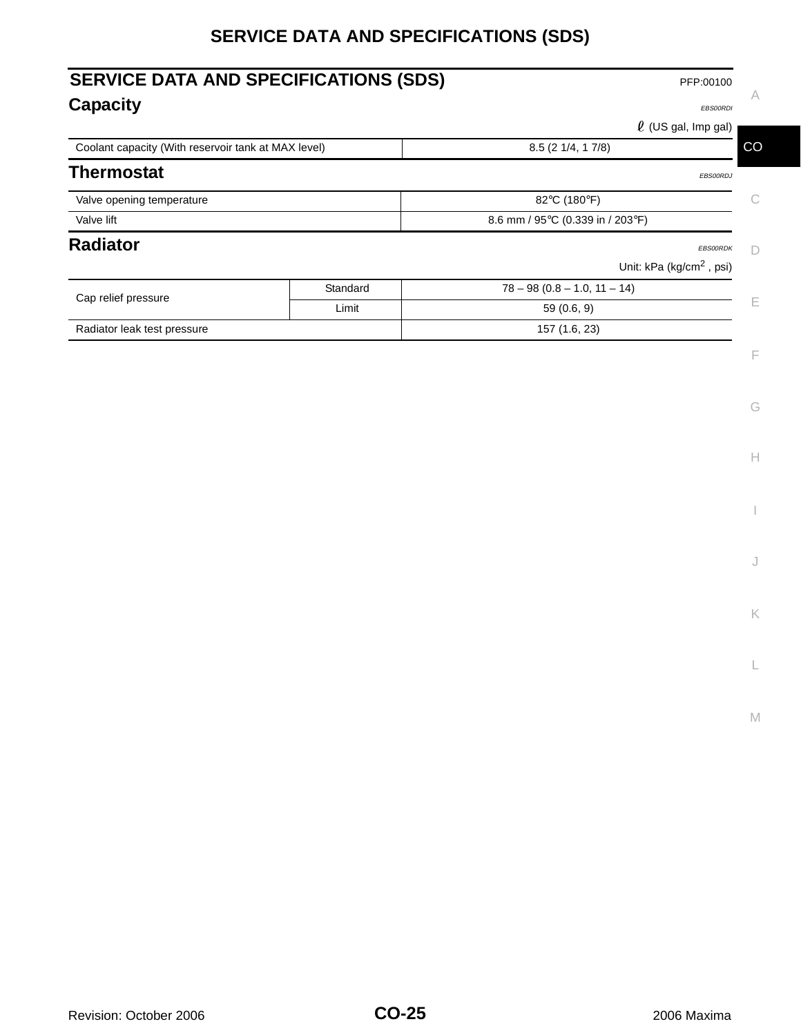# SERVICE DATA AND SPECIFICATIONS (SDS)

PFP:00100

## Capacity

*EBS00RDI*

ℓ (US gal, Imp gal)

| | |
|---|---|
| Coolant capacity (With reservoir tank at MAX level) | 8.5 (2 1/4, 1 7/8) |

## Thermostat

*EBS00RDJ*

| | |
|---|---|
| Valve opening temperature | 82°C (180°F) |
| Valve lift | 8.6 mm / 95°C (0.339 in / 203°F) |

## Radiator

*EBS00RDK*

Unit: kPa (kg/cm$^2$ , psi)

| | | |
|---|---|---|
| Cap relief pressure | Standard | 78 – 98 (0.8 – 1.0, 11 – 14) |
| | Limit | 59 (0.6, 9) |
| Radiator leak test pressure | | 157 (1.6, 23) |